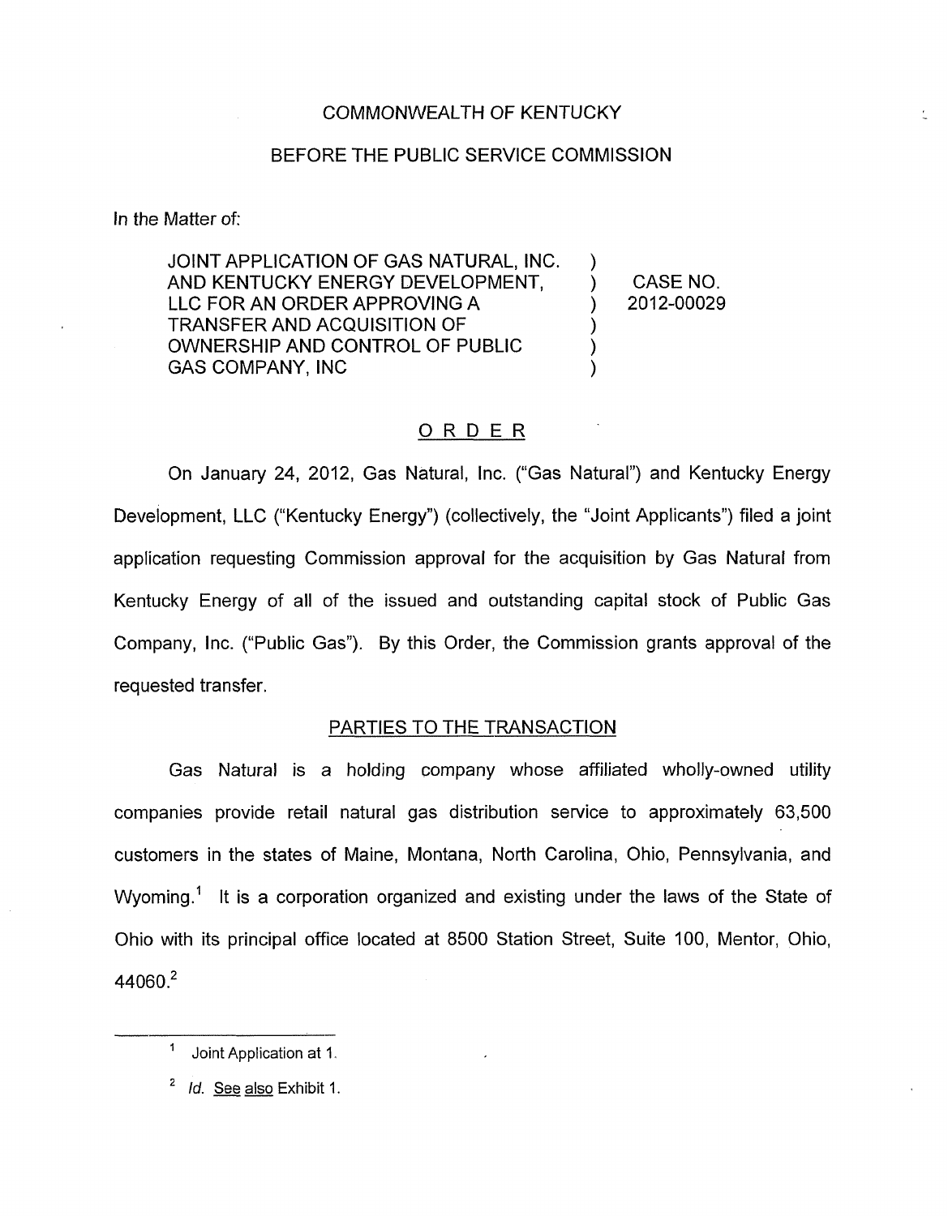COMMONWEALTH OF KENTUCKY

BEFORE THE PUBLIC SERVICE COMMISSION

In the Matter of:

| | | |
|---|---|---|
| JOINT APPLICATION OF GAS NATURAL, INC. AND KENTUCKY ENERGY DEVELOPMENT, LLC FOR AN ORDER APPROVING A TRANSFER AND ACQUISITION OF OWNERSHIP AND CONTROL OF PUBLIC GAS COMPANY, INC | ) | CASE NO. 2012-00029 |

## ORDER

On January 24, 2012, Gas Natural, Inc. ("Gas Natural") and Kentucky Energy Development, LLC ("Kentucky Energy") (collectively, the "Joint Applicants") filed a joint application requesting Commission approval for the acquisition by Gas Natural from Kentucky Energy of all of the issued and outstanding capital stock of Public Gas Company, Inc. ("Public Gas"). By this Order, the Commission grants approval of the requested transfer.

## PARTIES TO THE TRANSACTION

Gas Natural is a holding company whose affiliated wholly-owned utility companies provide retail natural gas distribution service to approximately 63,500 customers in the states of Maine, Montana, North Carolina, Ohio, Pennsylvania, and Wyoming.[1] It is a corporation organized and existing under the laws of the State of Ohio with its principal office located at 8500 Station Street, Suite 100, Mentor, Ohio, 44060.[2]

---

[1] Joint Application at 1.

[2] *Id.* See also Exhibit 1.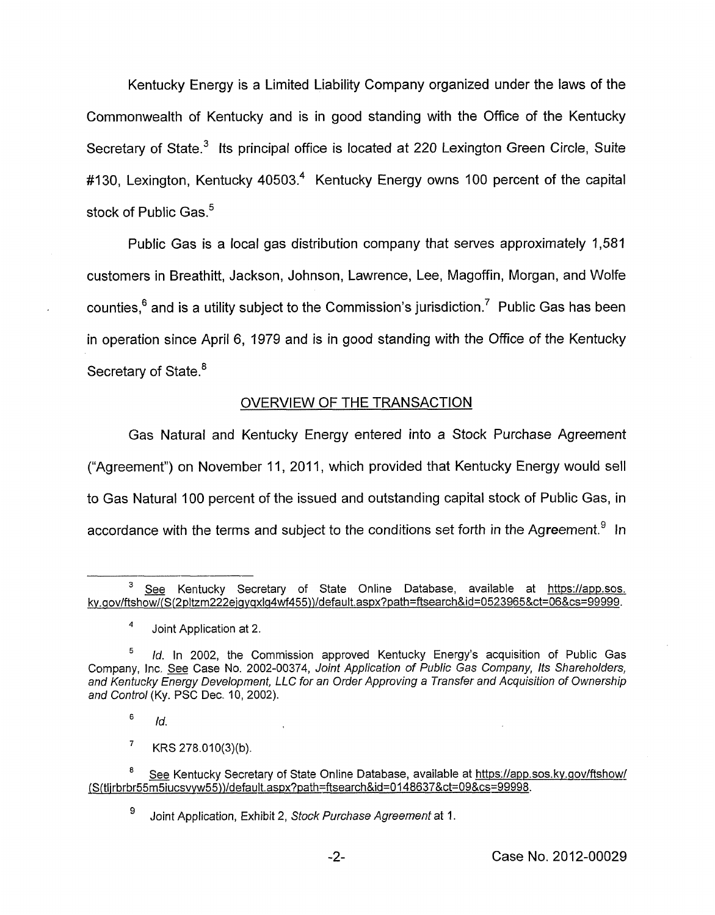Kentucky Energy is a Limited Liability Company organized under the laws of the Commonwealth of Kentucky and is in good standing with the Office of the Kentucky Secretary of State.[3] Its principal office is located at 220 Lexington Green Circle, Suite #130, Lexington, Kentucky 40503.[4] Kentucky Energy owns 100 percent of the capital stock of Public Gas.[5]

Public Gas is a local gas distribution company that serves approximately 1,581 customers in Breathitt, Jackson, Johnson, Lawrence, Lee, Magoffin, Morgan, and Wolfe counties,[6] and is a utility subject to the Commission's jurisdiction.[7] Public Gas has been in operation since April 6, 1979 and is in good standing with the Office of the Kentucky Secretary of State.[8]

## OVERVIEW OF THE TRANSACTION

Gas Natural and Kentucky Energy entered into a Stock Purchase Agreement ("Agreement") on November 11, 2011, which provided that Kentucky Energy would sell to Gas Natural 100 percent of the issued and outstanding capital stock of Public Gas, in accordance with the terms and subject to the conditions set forth in the Agreement.[9] In

---

[3] See Kentucky Secretary of State Online Database, available at https://app.sos.ky.gov/ftshow/(S(2pltzm222ejgyqxlg4wf455))/default.aspx?path=ftsearch&id=0523965&ct=06&cs=99999.

[4] Joint Application at 2.

[5] *Id.* In 2002, the Commission approved Kentucky Energy's acquisition of Public Gas Company, Inc. See Case No. 2002-00374, *Joint Application of Public Gas Company, Its Shareholders, and Kentucky Energy Development, LLC for an Order Approving a Transfer and Acquisition of Ownership and Control* (Ky. PSC Dec. 10, 2002).

[6] *Id.*

[7] KRS 278.010(3)(b).

[8] See Kentucky Secretary of State Online Database, available at https://app.sos.ky.gov/ftshow/(S(tljrbrbr55m5iucsvyw55))/default.aspx?path=ftsearch&id=0148637&ct=09&cs=99998.

[9] Joint Application, Exhibit 2, *Stock Purchase Agreement* at 1.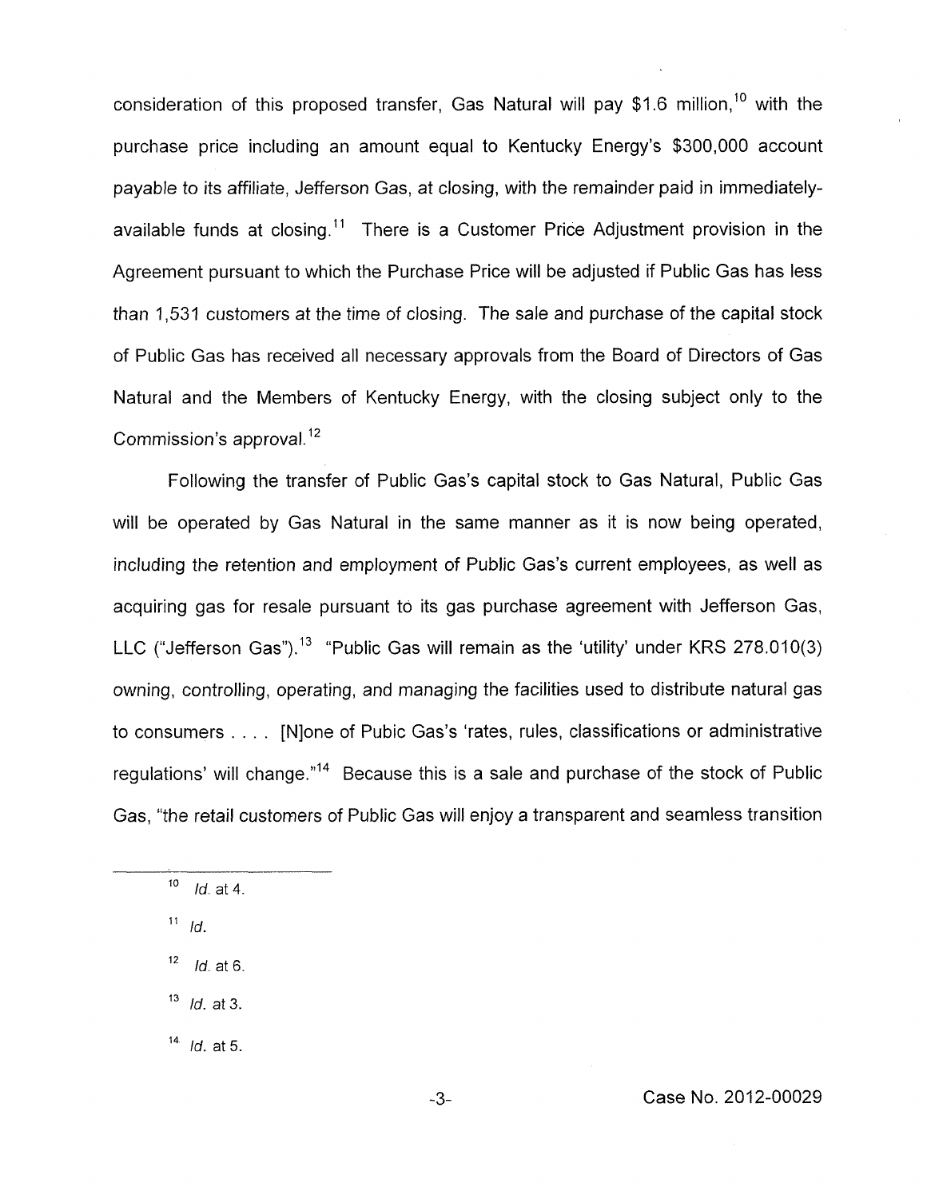consideration of this proposed transfer, Gas Natural will pay $1.6 million,[10] with the purchase price including an amount equal to Kentucky Energy's $300,000 account payable to its affiliate, Jefferson Gas, at closing, with the remainder paid in immediately-available funds at closing.[11] There is a Customer Price Adjustment provision in the Agreement pursuant to which the Purchase Price will be adjusted if Public Gas has less than 1,531 customers at the time of closing. The sale and purchase of the capital stock of Public Gas has received all necessary approvals from the Board of Directors of Gas Natural and the Members of Kentucky Energy, with the closing subject only to the Commission's approval.[12]

Following the transfer of Public Gas's capital stock to Gas Natural, Public Gas will be operated by Gas Natural in the same manner as it is now being operated, including the retention and employment of Public Gas's current employees, as well as acquiring gas for resale pursuant to its gas purchase agreement with Jefferson Gas, LLC ("Jefferson Gas").[13] "Public Gas will remain as the 'utility' under KRS 278.010(3) owning, controlling, operating, and managing the facilities used to distribute natural gas to consumers . . . . [N]one of Pubic Gas's 'rates, rules, classifications or administrative regulations' will change."[14] Because this is a sale and purchase of the stock of Public Gas, "the retail customers of Public Gas will enjoy a transparent and seamless transition

---

[10] *Id.* at 4.

[11] *Id.*

[12] *Id.* at 6.

[13] *Id.* at 3.

[14] *Id.* at 5.

Case No. 2012-00029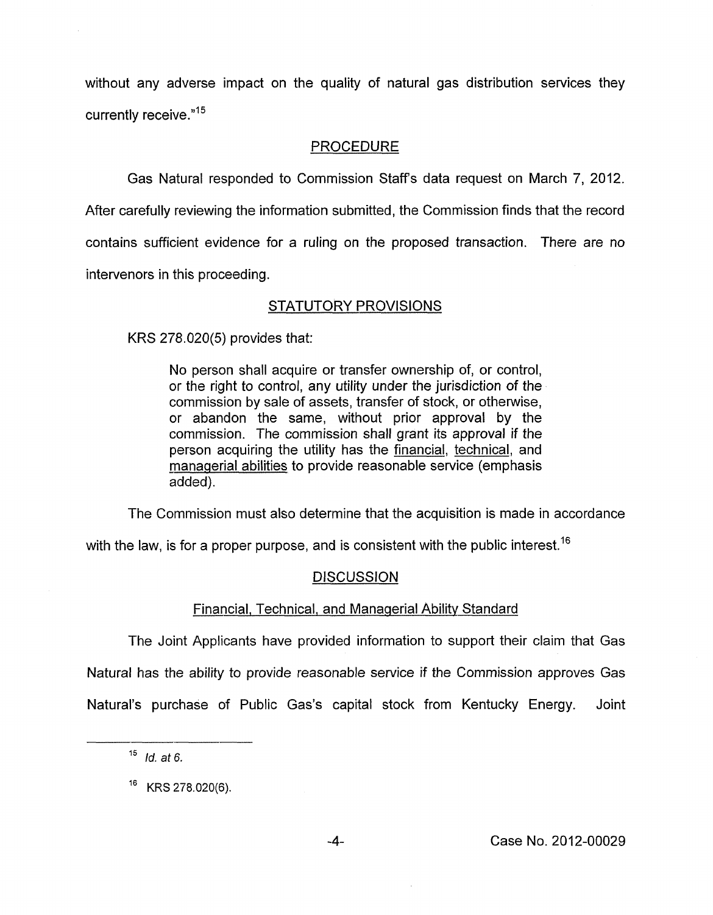without any adverse impact on the quality of natural gas distribution services they currently receive."[15]

## PROCEDURE

Gas Natural responded to Commission Staff's data request on March 7, 2012. After carefully reviewing the information submitted, the Commission finds that the record contains sufficient evidence for a ruling on the proposed transaction. There are no intervenors in this proceeding.

## STATUTORY PROVISIONS

KRS 278.020(5) provides that:

> No person shall acquire or transfer ownership of, or control, or the right to control, any utility under the jurisdiction of the commission by sale of assets, transfer of stock, or otherwise, or abandon the same, without prior approval by the commission. The commission shall grant its approval if the person acquiring the utility has the financial, technical, and managerial abilities to provide reasonable service (emphasis added).

The Commission must also determine that the acquisition is made in accordance with the law, is for a proper purpose, and is consistent with the public interest.[16]

## DISCUSSION

### Financial, Technical, and Managerial Ability Standard

The Joint Applicants have provided information to support their claim that Gas Natural has the ability to provide reasonable service if the Commission approves Gas Natural's purchase of Public Gas's capital stock from Kentucky Energy. Joint

---

[15] *Id. at 6.*

[16] KRS 278.020(6).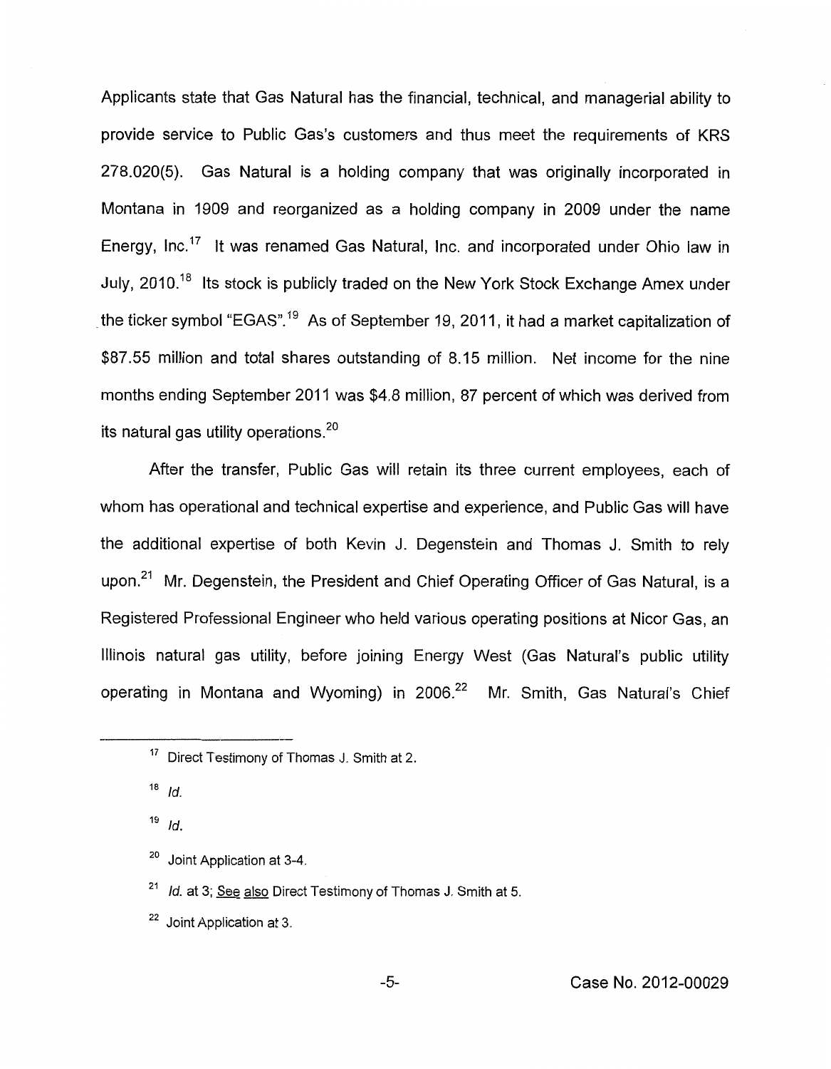Applicants state that Gas Natural has the financial, technical, and managerial ability to provide service to Public Gas's customers and thus meet the requirements of KRS 278.020(5). Gas Natural is a holding company that was originally incorporated in Montana in 1909 and reorganized as a holding company in 2009 under the name Energy, Inc.[17] It was renamed Gas Natural, Inc. and incorporated under Ohio law in July, 2010.[18] Its stock is publicly traded on the New York Stock Exchange Amex under the ticker symbol "EGAS".[19] As of September 19, 2011, it had a market capitalization of $87.55 million and total shares outstanding of 8.15 million. Net income for the nine months ending September 2011 was $4.8 million, 87 percent of which was derived from its natural gas utility operations.[20]

After the transfer, Public Gas will retain its three current employees, each of whom has operational and technical expertise and experience, and Public Gas will have the additional expertise of both Kevin J. Degenstein and Thomas J. Smith to rely upon.[21] Mr. Degenstein, the President and Chief Operating Officer of Gas Natural, is a Registered Professional Engineer who held various operating positions at Nicor Gas, an Illinois natural gas utility, before joining Energy West (Gas Natural's public utility operating in Montana and Wyoming) in 2006.[22] Mr. Smith, Gas Natural's Chief

---

[17] Direct Testimony of Thomas J. Smith at 2.

[18] *Id.*

[19] *Id.*

[20] Joint Application at 3-4.

[21] *Id.* at 3; See also Direct Testimony of Thomas J. Smith at 5.

[22] Joint Application at 3.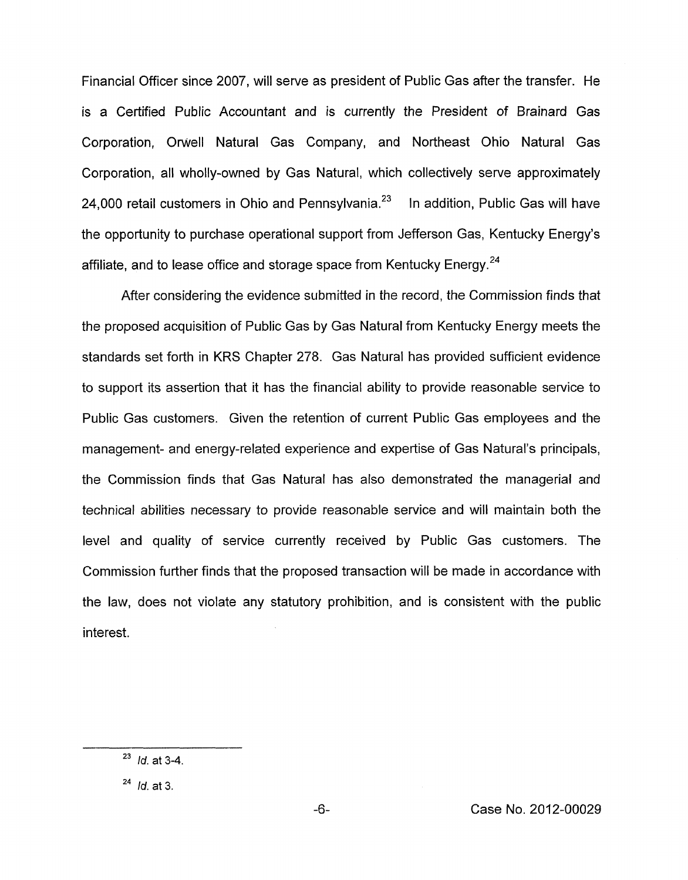Financial Officer since 2007, will serve as president of Public Gas after the transfer. He is a Certified Public Accountant and is currently the President of Brainard Gas Corporation, Orwell Natural Gas Company, and Northeast Ohio Natural Gas Corporation, all wholly-owned by Gas Natural, which collectively serve approximately 24,000 retail customers in Ohio and Pennsylvania.[23] In addition, Public Gas will have the opportunity to purchase operational support from Jefferson Gas, Kentucky Energy's affiliate, and to lease office and storage space from Kentucky Energy.[24]

After considering the evidence submitted in the record, the Commission finds that the proposed acquisition of Public Gas by Gas Natural from Kentucky Energy meets the standards set forth in KRS Chapter 278. Gas Natural has provided sufficient evidence to support its assertion that it has the financial ability to provide reasonable service to Public Gas customers. Given the retention of current Public Gas employees and the management- and energy-related experience and expertise of Gas Natural's principals, the Commission finds that Gas Natural has also demonstrated the managerial and technical abilities necessary to provide reasonable service and will maintain both the level and quality of service currently received by Public Gas customers. The Commission further finds that the proposed transaction will be made in accordance with the law, does not violate any statutory prohibition, and is consistent with the public interest.

---

[23] *Id.* at 3-4.

[24] *Id.* at 3.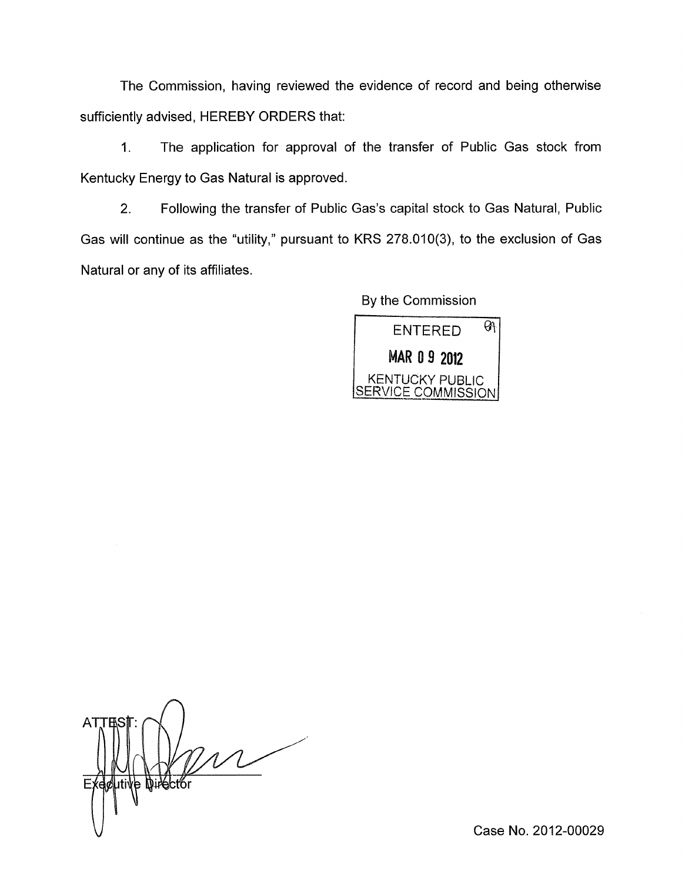The Commission, having reviewed the evidence of record and being otherwise sufficiently advised, HEREBY ORDERS that:

1. The application for approval of the transfer of Public Gas stock from Kentucky Energy to Gas Natural is approved.

2. Following the transfer of Public Gas's capital stock to Gas Natural, Public Gas will continue as the "utility," pursuant to KRS 278.010(3), to the exclusion of Gas Natural or any of its affiliates.

By the Commission

ENTERED

MAR 09 2012

KENTUCKY PUBLIC SERVICE COMMISSION

ATTEST:

Executive Director

Case No. 2012-00029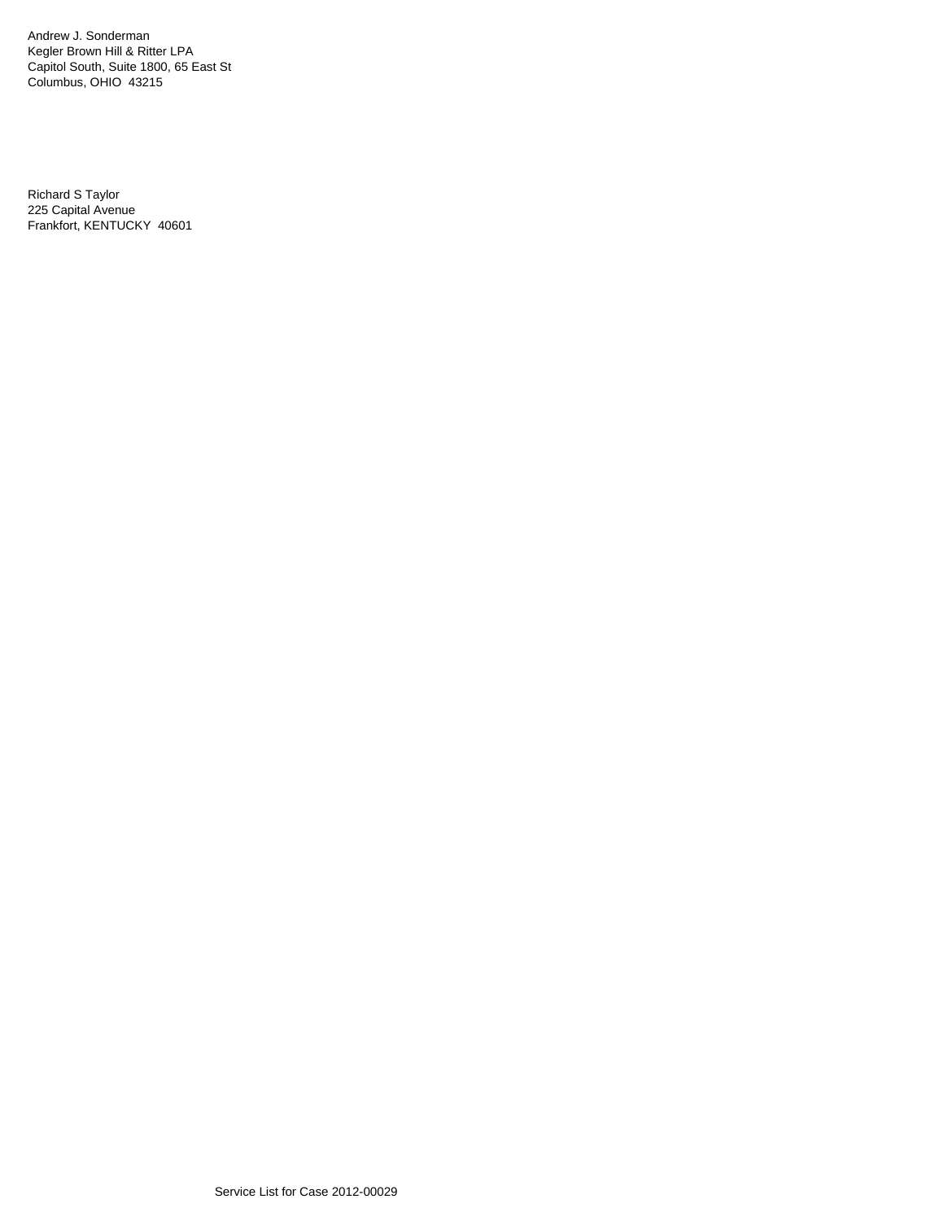Andrew J. Sonderman
Kegler Brown Hill & Ritter LPA
Capitol South, Suite 1800, 65 East St
Columbus, OHIO  43215

Richard S Taylor
225 Capital Avenue
Frankfort, KENTUCKY  40601

Service List for Case 2012-00029